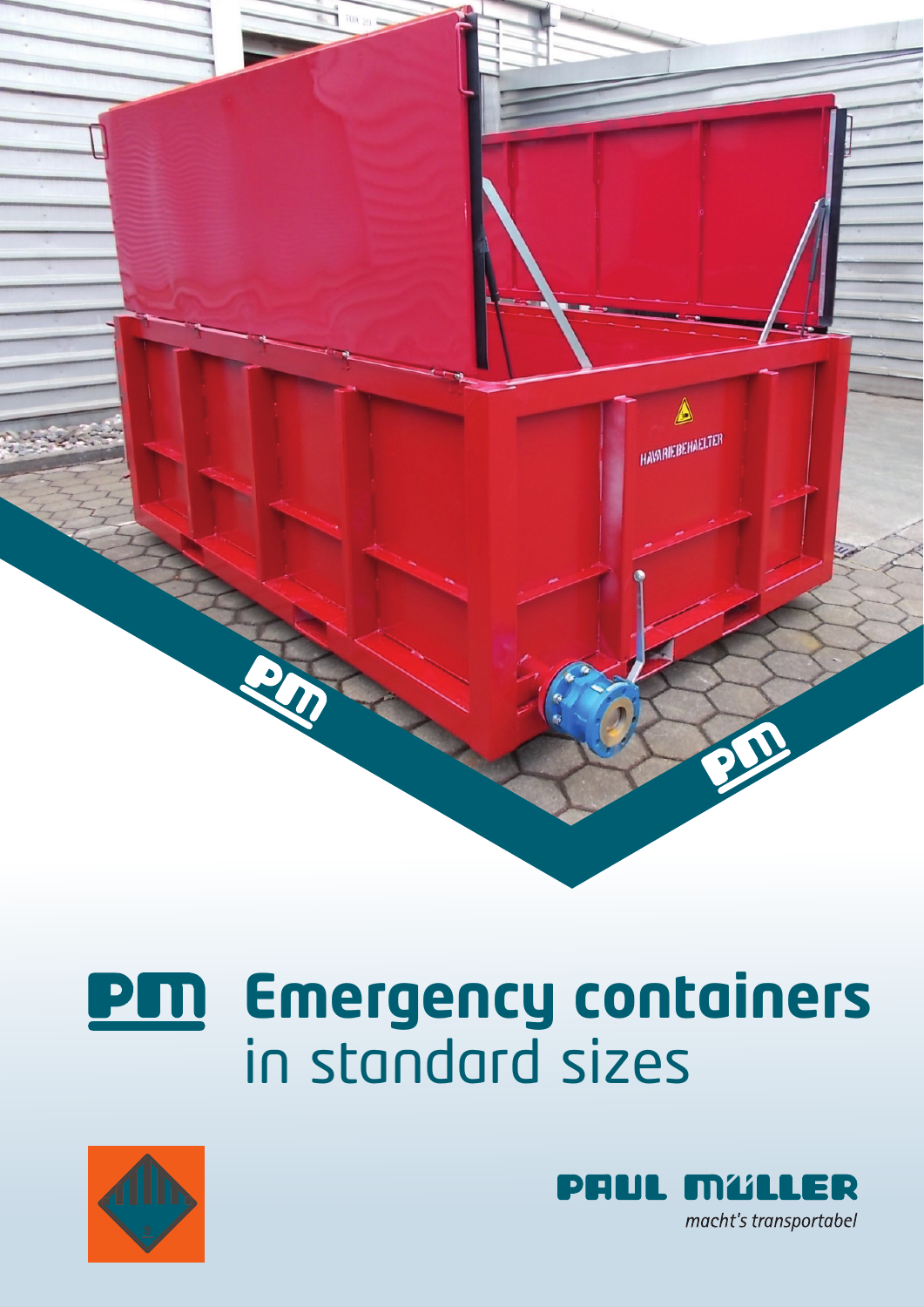# PM Emergency containers in standard sizes

PAUL MÜLLER

*macht's transportabel*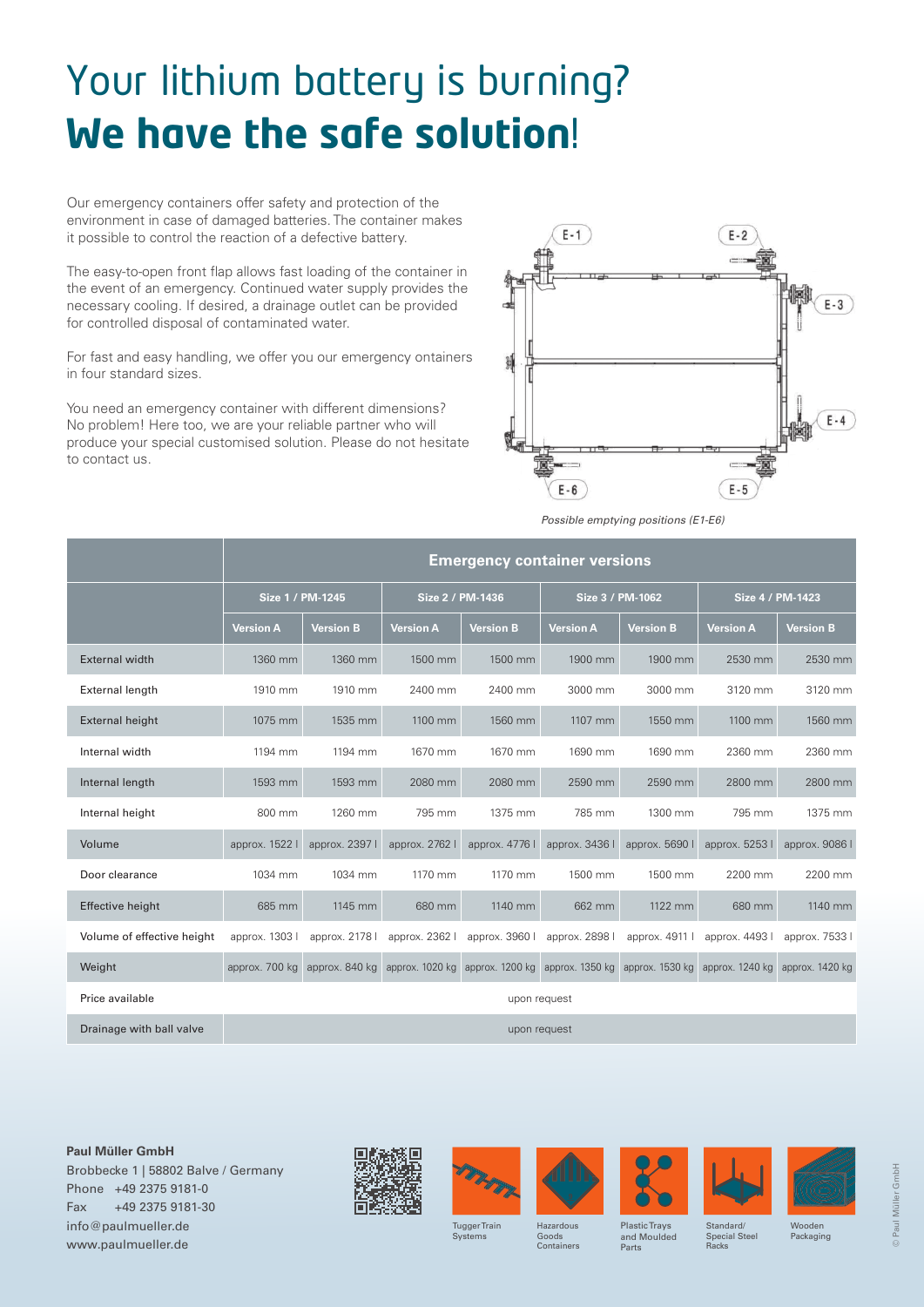# Your lithium battery is burning? **We have the safe solution**!

Our emergency containers offer safety and protection of the environment in case of damaged batteries. The container makes it possible to control the reaction of a defective battery.

The easy-to-open front flap allows fast loading of the container in the event of an emergency. Continued water supply provides the necessary cooling. If desired, a drainage outlet can be provided for controlled disposal of contaminated water.

For fast and easy handling, we offer you our emergency ontainers in four standard sizes.

You need an emergency container with different dimensions? No problem! Here too, we are your reliable partner who will produce your special customised solution. Please do not hesitate to contact us.

E-1
E-2
E-3
E-4
E-5
E-6

*Possible emptying positions (E1-E6)*

| | Emergency container versions | | | | | | | |
|---|---|---|---|---|---|---|---|---|
| | Size 1 / PM-1245 | | Size 2 / PM-1436 | | Size 3 / PM-1062 | | Size 4 / PM-1423 | |
| | Version A | Version B | Version A | Version B | Version A | Version B | Version A | Version B |
| External width | 1360 mm | 1360 mm | 1500 mm | 1500 mm | 1900 mm | 1900 mm | 2530 mm | 2530 mm |
| External length | 1910 mm | 1910 mm | 2400 mm | 2400 mm | 3000 mm | 3000 mm | 3120 mm | 3120 mm |
| External height | 1075 mm | 1535 mm | 1100 mm | 1560 mm | 1107 mm | 1550 mm | 1100 mm | 1560 mm |
| Internal width | 1194 mm | 1194 mm | 1670 mm | 1670 mm | 1690 mm | 1690 mm | 2360 mm | 2360 mm |
| Internal length | 1593 mm | 1593 mm | 2080 mm | 2080 mm | 2590 mm | 2590 mm | 2800 mm | 2800 mm |
| Internal height | 800 mm | 1260 mm | 795 mm | 1375 mm | 785 mm | 1300 mm | 795 mm | 1375 mm |
| Volume | approx. 1522 l | approx. 2397 l | approx. 2762 l | approx. 4776 l | approx. 3436 l | approx. 5690 l | approx. 5253 l | approx. 9086 l |
| Door clearance | 1034 mm | 1034 mm | 1170 mm | 1170 mm | 1500 mm | 1500 mm | 2200 mm | 2200 mm |
| Effective height | 685 mm | 1145 mm | 680 mm | 1140 mm | 662 mm | 1122 mm | 680 mm | 1140 mm |
| Volume of effective height | approx. 1303 l | approx. 2178 l | approx. 2362 l | approx. 3960 l | approx. 2898 l | approx. 4911 l | approx. 4493 l | approx. 7533 l |
| Weight | approx. 700 kg | approx. 840 kg | approx. 1020 kg | approx. 1200 kg | approx. 1350 kg | approx. 1530 kg | approx. 1240 kg | approx. 1420 kg |
| Price available | upon request | | | | | | | |
| Drainage with ball valve | upon request | | | | | | | |

**Paul Müller GmbH**
Brobbecke 1 | 58802 Balve / Germany
Phone +49 2375 9181-0
Fax +49 2375 9181-30
info@paulmueller.de
www.paulmueller.de

Tugger Train Systems
Hazardous Goods Containers
Plastic Trays and Moulded Parts
Standard/ Special Steel Racks
Wooden Packaging

© Paul Müller GmbH